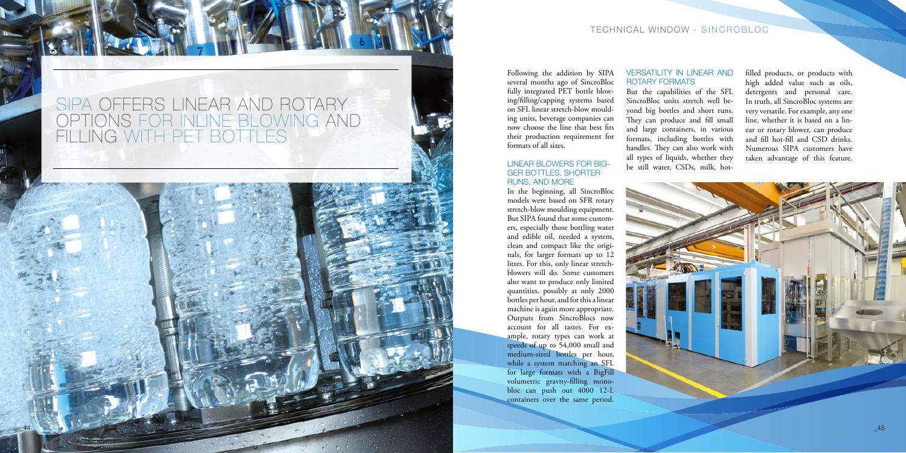# SIPA OFFERS LINEAR AND ROTARY OPTIONS FOR INLINE BLOWING AND FILLING WITH PET BOTTLES

Following the addition by SIPA several months ago of SincroBloc fully integrated PET bottle blowing/filling/capping systems based on SFL linear stretch-blow moulding units, beverage companies can now choose the line that best fits their production requirement for formats of all sizes.

## LINEAR BLOWERS FOR BIGGER BOTTLES, SHORTER RUNS, AND MORE

In the beginning, all SincroBloc models were based on SFR rotary stretch-blow moulding equipment. But SIPA found that some customers, especially those bottling water and edible oil, needed a system, clean and compact like the originals, for larger formats up to 12 litres. For this, only linear stretch-blowers will do. Some customers also want to produce only limited quantities, possibly at only 2000 bottles per hour, and for this a linear machine is again more appropriate. Outputs from SincroBlocs now account for all tastes. For example, rotary types can work at speeds of up to 54,000 small and medium-sized bottles per hour, while a system matching an SFL for large formats with a BigFill volumetric gravity-filling monobloc can push out 4000 12-L containers over the same period.

## VERSATILITY IN LINEAR AND ROTARY FORMATS

But the capabilities of the SFL SincroBloc units stretch well beyond big bottles and short runs. They can produce and fill small and large containers, in various formats, including bottles with handles. They can also work with all types of liquids, whether they be still water, CSDs, milk, hot-filled products, or products with high added value such as oils, detergents and personal care. In truth, all SincroBloc systems are very versatile. For example, any one line, whether it is based on a linear or rotary blower, can produce and fill hot-fill and CSD drinks. Numerous SIPA customers have taken advantage of this feature.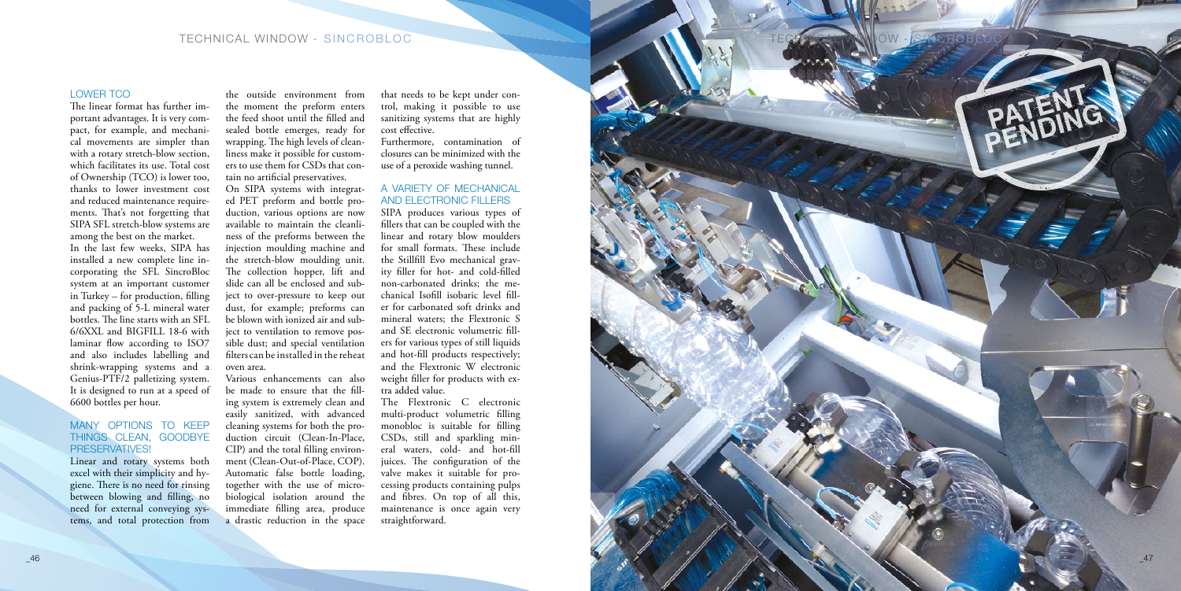## LOWER TCO

The linear format has further important advantages. It is very compact, for example, and mechanical movements are simpler than with a rotary stretch-blow section, which facilitates its use. Total cost of Ownership (TCO) is lower too, thanks to lower investment cost and reduced maintenance requirements. That's not forgetting that SIPA SFL stretch-blow systems are among the best on the market.

In the last few weeks, SIPA has installed a new complete line incorporating the SFL SincroBloc system at an important customer in Turkey – for production, filling and packing of 5-L mineral water bottles. The line starts with an SFL 6/6XXL and BIGFILL 18-6 with laminar flow according to ISO7 and also includes labelling and shrink-wrapping systems and a Genius-PTF/2 palletizing system. It is designed to run at a speed of 6600 bottles per hour.

## MANY OPTIONS TO KEEP THINGS CLEAN, GOODBYE PRESERVATIVES!

Linear and rotary systems both excel with their simplicity and hygiene. There is no need for rinsing between blowing and filling, no need for external conveying systems, and total protection from the outside environment from the moment the preform enters the feed shoot until the filled and sealed bottle emerges, ready for wrapping. The high levels of cleanliness make it possible for customers to use them for CSDs that contain no artificial preservatives.

On SIPA systems with integrated PET preform and bottle production, various options are now available to maintain the cleanliness of the preforms between the injection moulding machine and the stretch-blow moulding unit. The collection hopper, lift and slide can all be enclosed and subject to over-pressure to keep out dust, for example; preforms can be blown with ionized air and subject to ventilation to remove possible dust; and special ventilation filters can be installed in the reheat oven area.

Various enhancements can also be made to ensure that the filling system is extremely clean and easily sanitized, with advanced cleaning systems for both the production circuit (Clean-In-Place, CIP) and the total filling environment (Clean-Out-of-Place, COP). Automatic false bottle loading, together with the use of microbiological isolation around the immediate filling area, produce a drastic reduction in the space that needs to be kept under control, making it possible to use sanitizing systems that are highly cost effective.

Furthermore, contamination of closures can be minimized with the use of a peroxide washing tunnel.

## A VARIETY OF MECHANICAL AND ELECTRONIC FILLERS

SIPA produces various types of fillers that can be coupled with the linear and rotary blow moulders for small formats. These include the Stillfill Evo mechanical gravity filler for hot- and cold-filled non-carbonated drinks; the mechanical Isofill isobaric level filler for carbonated soft drinks and mineral waters; the Flextronic S and SE electronic volumetric fillers for various types of still liquids and hot-fill products respectively; and the Flextronic W electronic weight filler for products with extra added value.

The Flextronic C electronic multi-product volumetric filling monobloc is suitable for filling CSDs, still and sparkling mineral waters, cold- and hot-fill juices. The configuration of the valve makes it suitable for processing products containing pulps and fibres. On top of all this, maintenance is once again very straightforward.